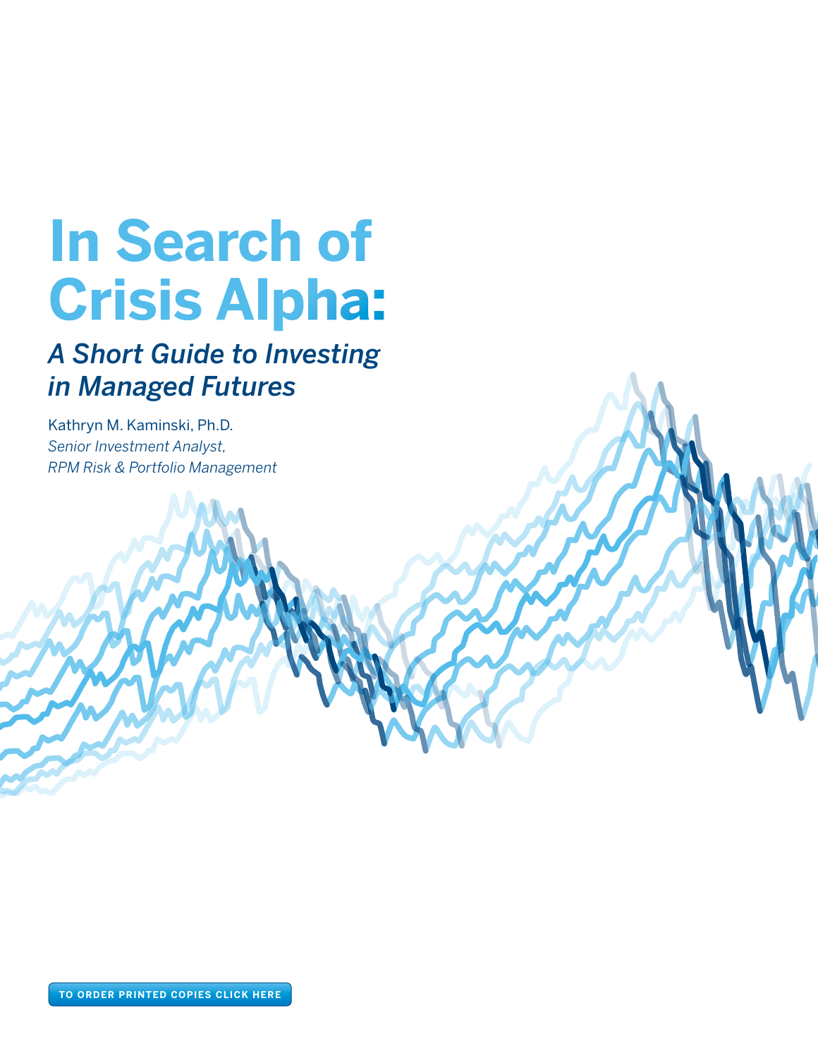# In Search of Crisis Alpha:

## *A Short Guide to Investing in Managed Futures*

Kathryn M. Kaminski, Ph.D.
*Senior Investment Analyst,*
*RPM Risk & Portfolio Management*

TO ORDER PRINTED COPIES CLICK HERE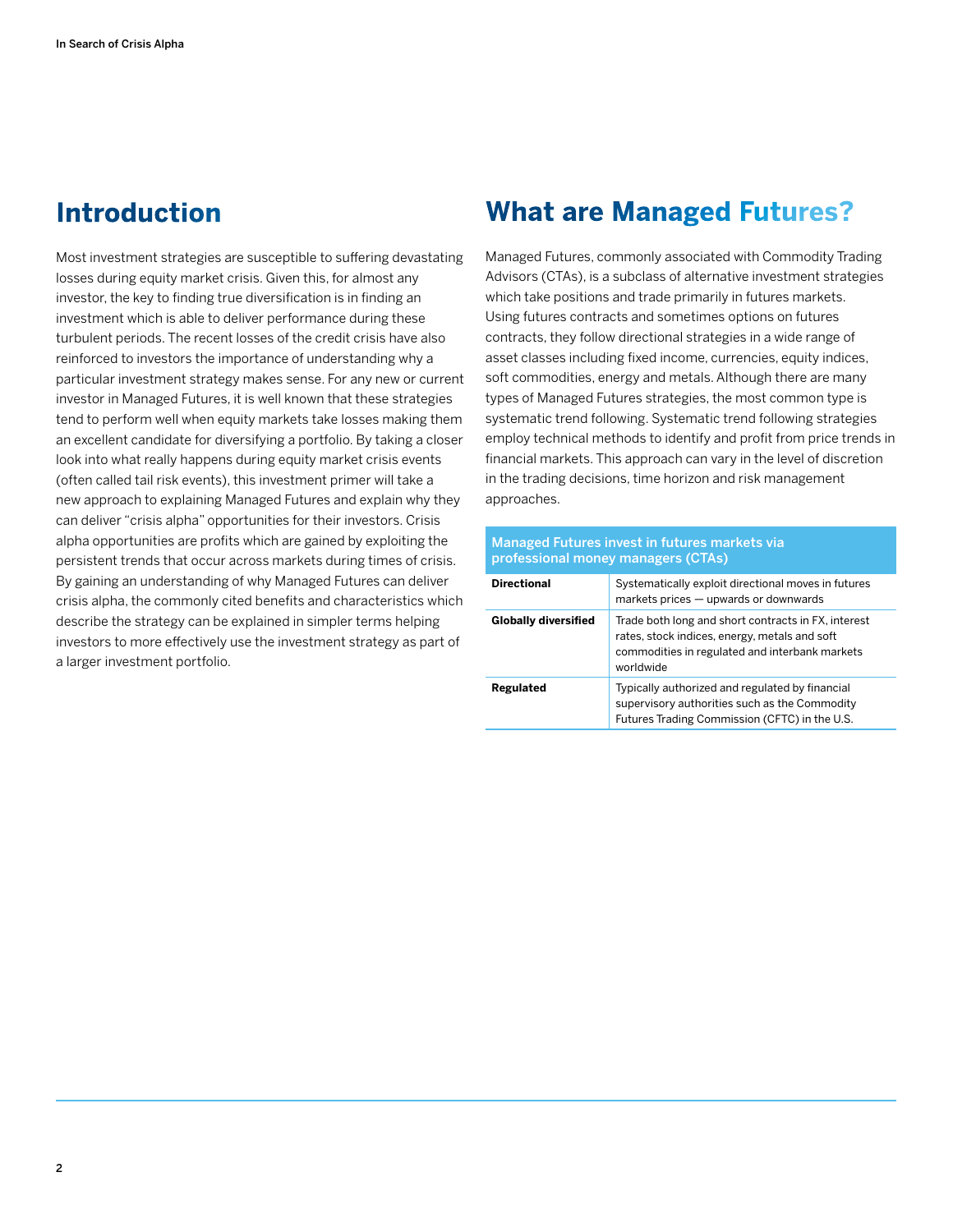## Introduction

Most investment strategies are susceptible to suffering devastating losses during equity market crisis. Given this, for almost any investor, the key to finding true diversification is in finding an investment which is able to deliver performance during these turbulent periods. The recent losses of the credit crisis have also reinforced to investors the importance of understanding why a particular investment strategy makes sense. For any new or current investor in Managed Futures, it is well known that these strategies tend to perform well when equity markets take losses making them an excellent candidate for diversifying a portfolio. By taking a closer look into what really happens during equity market crisis events (often called tail risk events), this investment primer will take a new approach to explaining Managed Futures and explain why they can deliver "crisis alpha" opportunities for their investors. Crisis alpha opportunities are profits which are gained by exploiting the persistent trends that occur across markets during times of crisis. By gaining an understanding of why Managed Futures can deliver crisis alpha, the commonly cited benefits and characteristics which describe the strategy can be explained in simpler terms helping investors to more effectively use the investment strategy as part of a larger investment portfolio.

## What are Managed Futures?

Managed Futures, commonly associated with Commodity Trading Advisors (CTAs), is a subclass of alternative investment strategies which take positions and trade primarily in futures markets. Using futures contracts and sometimes options on futures contracts, they follow directional strategies in a wide range of asset classes including fixed income, currencies, equity indices, soft commodities, energy and metals. Although there are many types of Managed Futures strategies, the most common type is systematic trend following. Systematic trend following strategies employ technical methods to identify and profit from price trends in financial markets. This approach can vary in the level of discretion in the trading decisions, time horizon and risk management approaches.

| Managed Futures invest in futures markets via professional money managers (CTAs) | |
|---|---|
| **Directional** | Systematically exploit directional moves in futures markets prices — upwards or downwards |
| **Globally diversified** | Trade both long and short contracts in FX, interest rates, stock indices, energy, metals and soft commodities in regulated and interbank markets worldwide |
| **Regulated** | Typically authorized and regulated by financial supervisory authorities such as the Commodity Futures Trading Commission (CFTC) in the U.S. |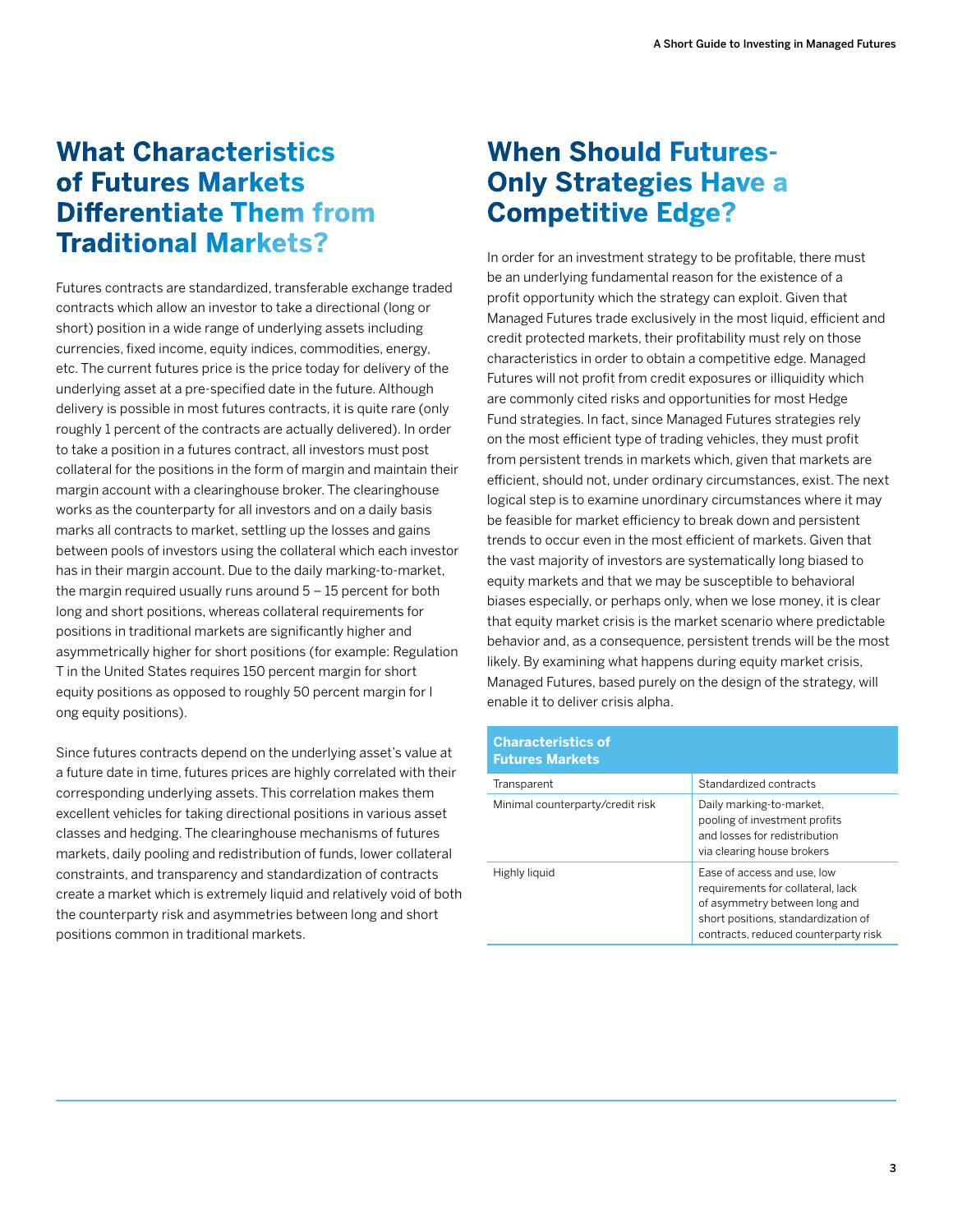## What Characteristics of Futures Markets Differentiate Them from Traditional Markets?

Futures contracts are standardized, transferable exchange traded contracts which allow an investor to take a directional (long or short) position in a wide range of underlying assets including currencies, fixed income, equity indices, commodities, energy, etc. The current futures price is the price today for delivery of the underlying asset at a pre-specified date in the future. Although delivery is possible in most futures contracts, it is quite rare (only roughly 1 percent of the contracts are actually delivered). In order to take a position in a futures contract, all investors must post collateral for the positions in the form of margin and maintain their margin account with a clearinghouse broker. The clearinghouse works as the counterparty for all investors and on a daily basis marks all contracts to market, settling up the losses and gains between pools of investors using the collateral which each investor has in their margin account. Due to the daily marking-to-market, the margin required usually runs around 5 – 15 percent for both long and short positions, whereas collateral requirements for positions in traditional markets are significantly higher and asymmetrically higher for short positions (for example: Regulation T in the United States requires 150 percent margin for short equity positions as opposed to roughly 50 percent margin for long equity positions).

Since futures contracts depend on the underlying asset's value at a future date in time, futures prices are highly correlated with their corresponding underlying assets. This correlation makes them excellent vehicles for taking directional positions in various asset classes and hedging. The clearinghouse mechanisms of futures markets, daily pooling and redistribution of funds, lower collateral constraints, and transparency and standardization of contracts create a market which is extremely liquid and relatively void of both the counterparty risk and asymmetries between long and short positions common in traditional markets.

## When Should Futures-Only Strategies Have a Competitive Edge?

In order for an investment strategy to be profitable, there must be an underlying fundamental reason for the existence of a profit opportunity which the strategy can exploit. Given that Managed Futures trade exclusively in the most liquid, efficient and credit protected markets, their profitability must rely on those characteristics in order to obtain a competitive edge. Managed Futures will not profit from credit exposures or illiquidity which are commonly cited risks and opportunities for most Hedge Fund strategies. In fact, since Managed Futures strategies rely on the most efficient type of trading vehicles, they must profit from persistent trends in markets which, given that markets are efficient, should not, under ordinary circumstances, exist. The next logical step is to examine unordinary circumstances where it may be feasible for market efficiency to break down and persistent trends to occur even in the most efficient of markets. Given that the vast majority of investors are systematically long biased to equity markets and that we may be susceptible to behavioral biases especially, or perhaps only, when we lose money, it is clear that equity market crisis is the market scenario where predictable behavior and, as a consequence, persistent trends will be the most likely. By examining what happens during equity market crisis, Managed Futures, based purely on the design of the strategy, will enable it to deliver crisis alpha.

| Characteristics of Futures Markets | |
|---|---|
| Transparent | Standardized contracts |
| Minimal counterparty/credit risk | Daily marking-to-market, pooling of investment profits and losses for redistribution via clearing house brokers |
| Highly liquid | Ease of access and use, low requirements for collateral, lack of asymmetry between long and short positions, standardization of contracts, reduced counterparty risk |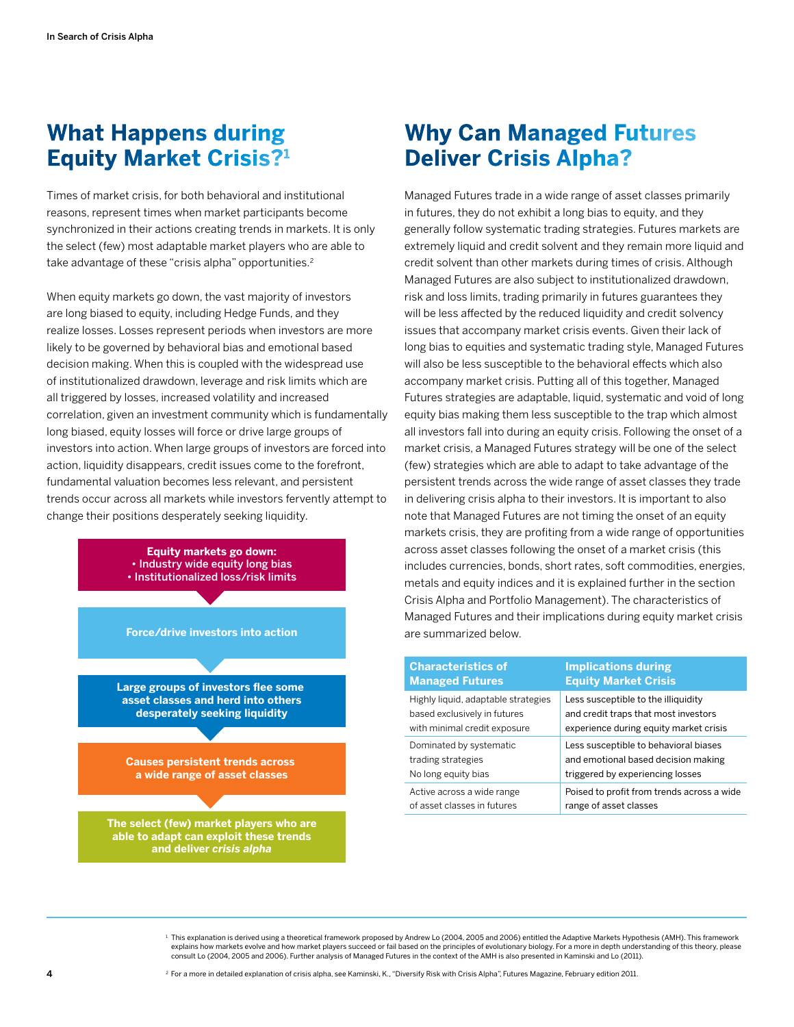## What Happens during Equity Market Crisis?[1]

Times of market crisis, for both behavioral and institutional reasons, represent times when market participants become synchronized in their actions creating trends in markets. It is only the select (few) most adaptable market players who are able to take advantage of these "crisis alpha" opportunities.[2]

When equity markets go down, the vast majority of investors are long biased to equity, including Hedge Funds, and they realize losses. Losses represent periods when investors are more likely to be governed by behavioral bias and emotional based decision making. When this is coupled with the widespread use of institutionalized drawdown, leverage and risk limits which are all triggered by losses, increased volatility and increased correlation, given an investment community which is fundamentally long biased, equity losses will force or drive large groups of investors into action. When large groups of investors are forced into action, liquidity disappears, credit issues come to the forefront, fundamental valuation becomes less relevant, and persistent trends occur across all markets while investors fervently attempt to change their positions desperately seeking liquidity.

**Equity markets go down:**
**• Industry wide equity long bias**
**• Institutionalized loss/risk limits**

**Force/drive investors into action**

**Large groups of investors flee some asset classes and herd into others desperately seeking liquidity**

**Causes persistent trends across a wide range of asset classes**

**The select (few) market players who are able to adapt can exploit these trends and deliver *crisis alpha***

## Why Can Managed Futures Deliver Crisis Alpha?

Managed Futures trade in a wide range of asset classes primarily in futures, they do not exhibit a long bias to equity, and they generally follow systematic trading strategies. Futures markets are extremely liquid and credit solvent and they remain more liquid and credit solvent than other markets during times of crisis. Although Managed Futures are also subject to institutionalized drawdown, risk and loss limits, trading primarily in futures guarantees they will be less affected by the reduced liquidity and credit solvency issues that accompany market crisis events. Given their lack of long bias to equities and systematic trading style, Managed Futures will also be less susceptible to the behavioral effects which also accompany market crisis. Putting all of this together, Managed Futures strategies are adaptable, liquid, systematic and void of long equity bias making them less susceptible to the trap which almost all investors fall into during an equity crisis. Following the onset of a market crisis, a Managed Futures strategy will be one of the select (few) strategies which are able to adapt to take advantage of the persistent trends across the wide range of asset classes they trade in delivering crisis alpha to their investors. It is important to also note that Managed Futures are not timing the onset of an equity markets crisis, they are profiting from a wide range of opportunities across asset classes following the onset of a market crisis (this includes currencies, bonds, short rates, soft commodities, energies, metals and equity indices and it is explained further in the section Crisis Alpha and Portfolio Management). The characteristics of Managed Futures and their implications during equity market crisis are summarized below.

| Characteristics of Managed Futures | Implications during Equity Market Crisis |
|---|---|
| Highly liquid, adaptable strategies based exclusively in futures with minimal credit exposure | Less susceptible to the illiquidity and credit traps that most investors experience during equity market crisis |
| Dominated by systematic trading strategies No long equity bias | Less susceptible to behavioral biases and emotional based decision making triggered by experiencing losses |
| Active across a wide range of asset classes in futures | Poised to profit from trends across a wide range of asset classes |

[1] This explanation is derived using a theoretical framework proposed by Andrew Lo (2004, 2005 and 2006) entitled the Adaptive Markets Hypothesis (AMH). This framework explains how markets evolve and how market players succeed or fail based on the principles of evolutionary biology. For a more in depth understanding of this theory, please consult Lo (2004, 2005 and 2006). Further analysis of Managed Futures in the context of the AMH is also presented in Kaminski and Lo (2011).

[2] For a more in detailed explanation of crisis alpha, see Kaminski, K., "Diversify Risk with Crisis Alpha", Futures Magazine, February edition 2011.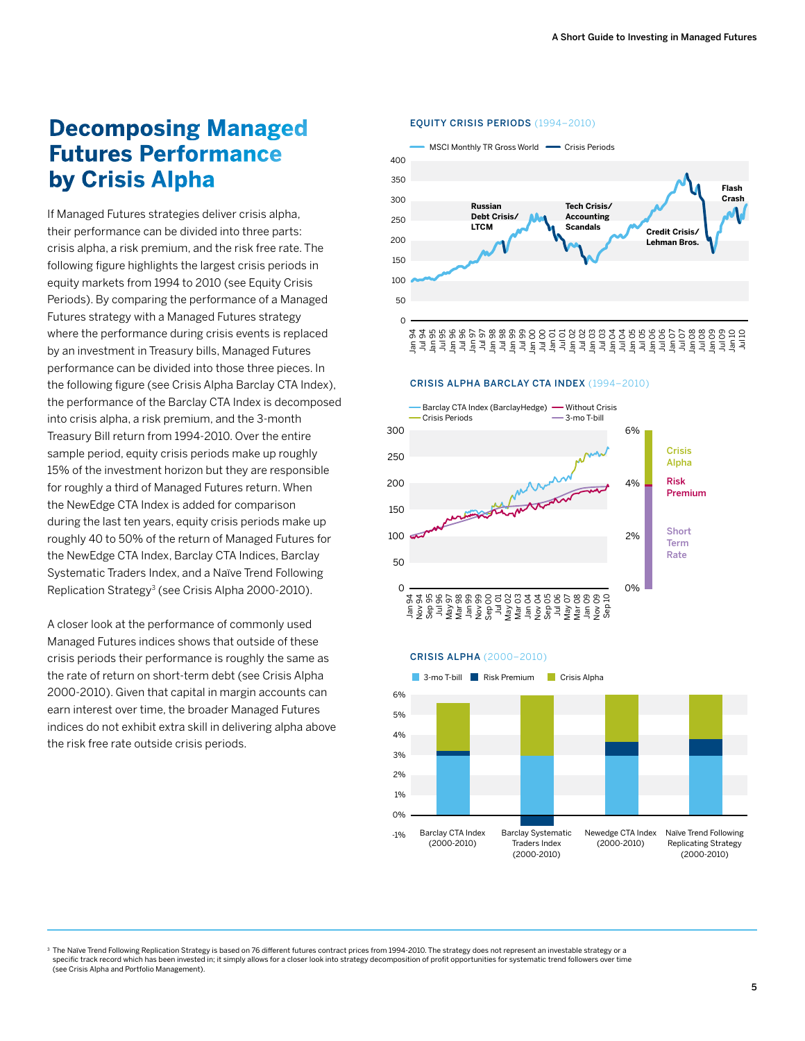# Decomposing Managed Futures Performance by Crisis Alpha

If Managed Futures strategies deliver crisis alpha, their performance can be divided into three parts: crisis alpha, a risk premium, and the risk free rate. The following figure highlights the largest crisis periods in equity markets from 1994 to 2010 (see Equity Crisis Periods). By comparing the performance of a Managed Futures strategy with a Managed Futures strategy where the performance during crisis events is replaced by an investment in Treasury bills, Managed Futures performance can be divided into those three pieces. In the following figure (see Crisis Alpha Barclay CTA Index), the performance of the Barclay CTA Index is decomposed into crisis alpha, a risk premium, and the 3-month Treasury Bill return from 1994-2010. Over the entire sample period, equity crisis periods make up roughly 15% of the investment horizon but they are responsible for roughly a third of Managed Futures return. When the NewEdge CTA Index is added for comparison during the last ten years, equity crisis periods make up roughly 40 to 50% of the return of Managed Futures for the NewEdge CTA Index, Barclay CTA Indices, Barclay Systematic Traders Index, and a Naïve Trend Following Replication Strategy[3] (see Crisis Alpha 2000-2010).

A closer look at the performance of commonly used Managed Futures indices shows that outside of these crisis periods their performance is roughly the same as the rate of return on short-term debt (see Crisis Alpha 2000-2010). Given that capital in margin accounts can earn interest over time, the broader Managed Futures indices do not exhibit extra skill in delivering alpha above the risk free rate outside crisis periods.

**EQUITY CRISIS PERIODS (1994–2010)**

**CRISIS ALPHA BARCLAY CTA INDEX (1994–2010)**

**CRISIS ALPHA (2000–2010)**

[3] The Naïve Trend Following Replication Strategy is based on 76 different futures contract prices from 1994-2010. The strategy does not represent an investable strategy or a specific track record which has been invested in; it simply allows for a closer look into strategy decomposition of profit opportunities for systematic trend followers over time (see Crisis Alpha and Portfolio Management).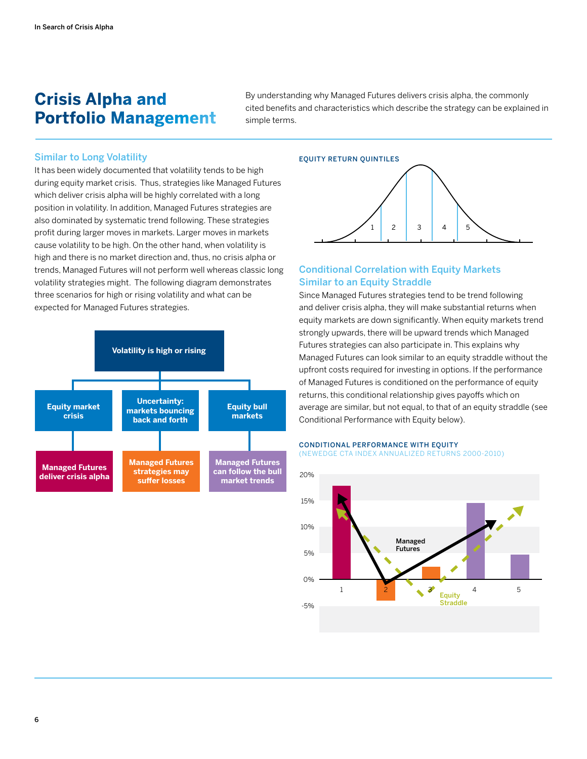# Crisis Alpha and Portfolio Management

By understanding why Managed Futures delivers crisis alpha, the commonly cited benefits and characteristics which describe the strategy can be explained in simple terms.

## Similar to Long Volatility

It has been widely documented that volatility tends to be high during equity market crisis. Thus, strategies like Managed Futures which deliver crisis alpha will be highly correlated with a long position in volatility. In addition, Managed Futures strategies are also dominated by systematic trend following. These strategies profit during larger moves in markets. Larger moves in markets cause volatility to be high. On the other hand, when volatility is high and there is no market direction and, thus, no crisis alpha or trends, Managed Futures will not perform well whereas classic long volatility strategies might. The following diagram demonstrates three scenarios for high or rising volatility and what can be expected for Managed Futures strategies.

**Volatility is high or rising**

- **Equity market crisis** → **Managed Futures deliver crisis alpha**
- **Uncertainty: markets bouncing back and forth** → **Managed Futures strategies may suffer losses**
- **Equity bull markets** → **Managed Futures can follow the bull market trends**

EQUITY RETURN QUINTILES

## Conditional Correlation with Equity Markets Similar to an Equity Straddle

Since Managed Futures strategies tend to be trend following and deliver crisis alpha, they will make substantial returns when equity markets are down significantly. When equity markets trend strongly upwards, there will be upward trends which Managed Futures strategies can also participate in. This explains why Managed Futures can look similar to an equity straddle without the upfront costs required for investing in options. If the performance of Managed Futures is conditioned on the performance of equity returns, this conditional relationship gives payoffs which on average are similar, but not equal, to that of an equity straddle (see Conditional Performance with Equity below).

CONDITIONAL PERFORMANCE WITH EQUITY
(NEWEDGE CTA INDEX ANNUALIZED RETURNS 2000-2010)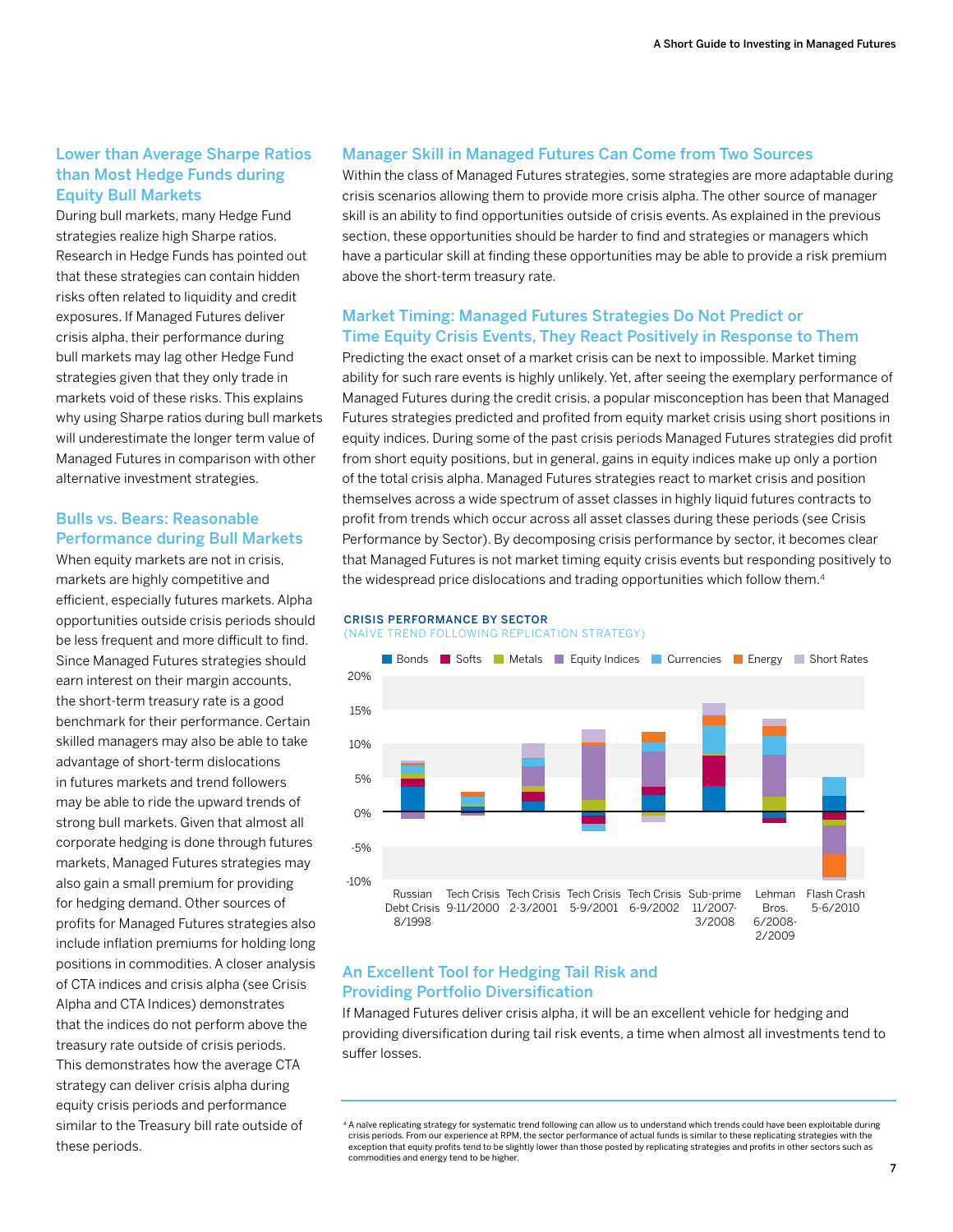## Lower than Average Sharpe Ratios than Most Hedge Funds during Equity Bull Markets

During bull markets, many Hedge Fund strategies realize high Sharpe ratios. Research in Hedge Funds has pointed out that these strategies can contain hidden risks often related to liquidity and credit exposures. If Managed Futures deliver crisis alpha, their performance during bull markets may lag other Hedge Fund strategies given that they only trade in markets void of these risks. This explains why using Sharpe ratios during bull markets will underestimate the longer term value of Managed Futures in comparison with other alternative investment strategies.

## Bulls vs. Bears: Reasonable Performance during Bull Markets

When equity markets are not in crisis, markets are highly competitive and efficient, especially futures markets. Alpha opportunities outside crisis periods should be less frequent and more difficult to find. Since Managed Futures strategies should earn interest on their margin accounts, the short-term treasury rate is a good benchmark for their performance. Certain skilled managers may also be able to take advantage of short-term dislocations in futures markets and trend followers may be able to ride the upward trends of strong bull markets. Given that almost all corporate hedging is done through futures markets, Managed Futures strategies may also gain a small premium for providing for hedging demand. Other sources of profits for Managed Futures strategies also include inflation premiums for holding long positions in commodities. A closer analysis of CTA indices and crisis alpha (see Crisis Alpha and CTA Indices) demonstrates that the indices do not perform above the treasury rate outside of crisis periods. This demonstrates how the average CTA strategy can deliver crisis alpha during equity crisis periods and performance similar to the Treasury bill rate outside of these periods.

## Manager Skill in Managed Futures Can Come from Two Sources

Within the class of Managed Futures strategies, some strategies are more adaptable during crisis scenarios allowing them to provide more crisis alpha. The other source of manager skill is an ability to find opportunities outside of crisis events. As explained in the previous section, these opportunities should be harder to find and strategies or managers which have a particular skill at finding these opportunities may be able to provide a risk premium above the short-term treasury rate.

## Market Timing: Managed Futures Strategies Do Not Predict or Time Equity Crisis Events, They React Positively in Response to Them

Predicting the exact onset of a market crisis can be next to impossible. Market timing ability for such rare events is highly unlikely. Yet, after seeing the exemplary performance of Managed Futures during the credit crisis, a popular misconception has been that Managed Futures strategies predicted and profited from equity market crisis using short positions in equity indices. During some of the past crisis periods Managed Futures strategies did profit from short equity positions, but in general, gains in equity indices make up only a portion of the total crisis alpha. Managed Futures strategies react to market crisis and position themselves across a wide spectrum of asset classes in highly liquid futures contracts to profit from trends which occur across all asset classes during these periods (see Crisis Performance by Sector). By decomposing crisis performance by sector, it becomes clear that Managed Futures is not market timing equity crisis events but responding positively to the widespread price dislocations and trading opportunities which follow them.[4]

**CRISIS PERFORMANCE BY SECTOR**
(NAÏVE TREND FOLLOWING REPLICATION STRATEGY)

Legend: Bonds, Softs, Metals, Equity Indices, Currencies, Energy, Short Rates

Periods: Russian Debt Crisis 8/1998; Tech Crisis 9-11/2000; Tech Crisis 2-3/2001; Tech Crisis 5-9/2001; Tech Crisis 6-9/2002; Sub-prime 11/2007-3/2008; Lehman Bros. 6/2008-2/2009; Flash Crash 5-6/2010

## An Excellent Tool for Hedging Tail Risk and Providing Portfolio Diversification

If Managed Futures deliver crisis alpha, it will be an excellent vehicle for hedging and providing diversification during tail risk events, a time when almost all investments tend to suffer losses.

---

[4] A naïve replicating strategy for systematic trend following can allow us to understand which trends could have been exploitable during crisis periods. From our experience at RPM, the sector performance of actual funds is similar to these replicating strategies with the exception that equity profits tend to be slightly lower than those posted by replicating strategies and profits in other sectors such as commodities and energy tend to be higher.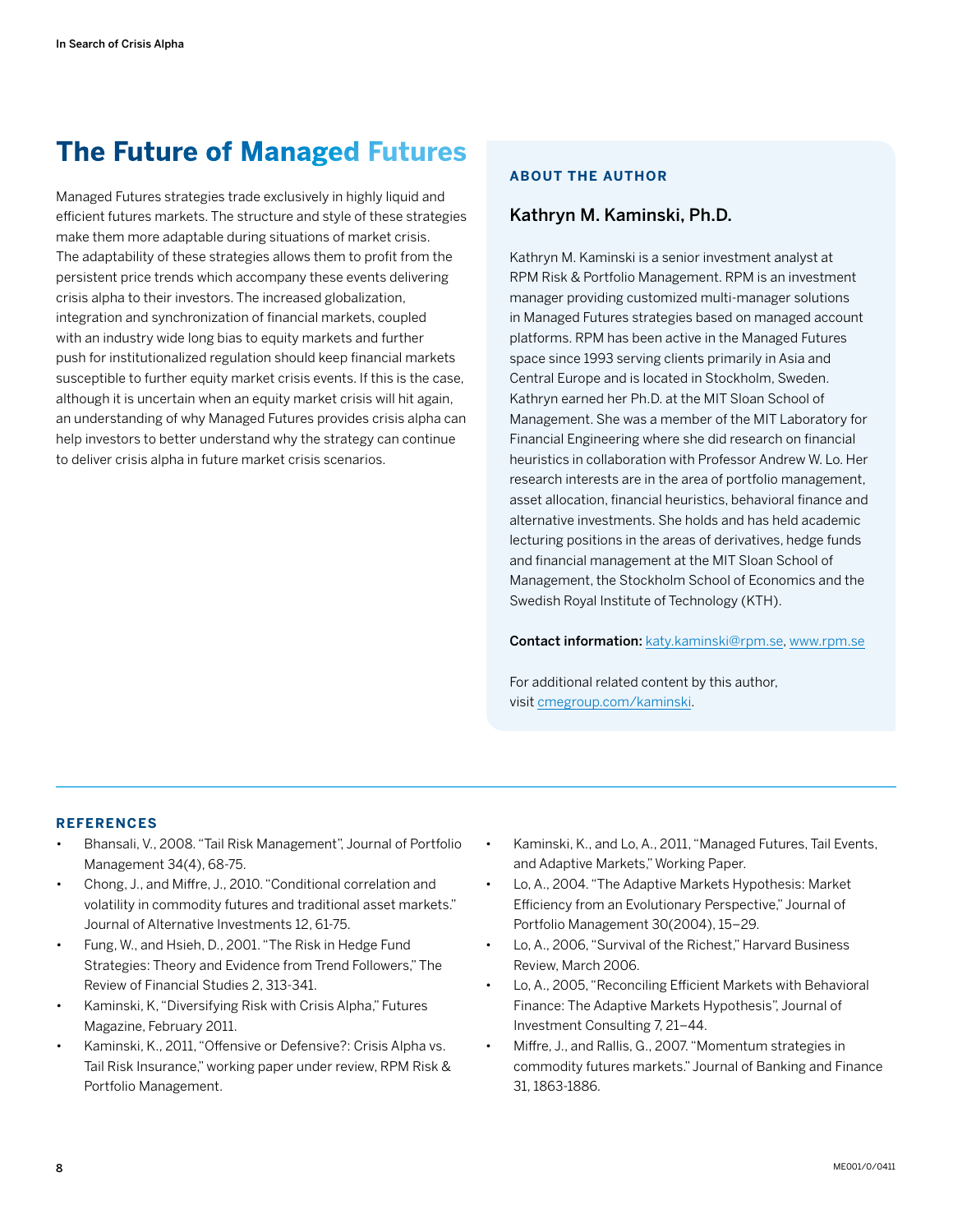## The Future of Managed Futures

Managed Futures strategies trade exclusively in highly liquid and efficient futures markets. The structure and style of these strategies make them more adaptable during situations of market crisis. The adaptability of these strategies allows them to profit from the persistent price trends which accompany these events delivering crisis alpha to their investors. The increased globalization, integration and synchronization of financial markets, coupled with an industry wide long bias to equity markets and further push for institutionalized regulation should keep financial markets susceptible to further equity market crisis events. If this is the case, although it is uncertain when an equity market crisis will hit again, an understanding of why Managed Futures provides crisis alpha can help investors to better understand why the strategy can continue to deliver crisis alpha in future market crisis scenarios.

### ABOUT THE AUTHOR

#### Kathryn M. Kaminski, Ph.D.

Kathryn M. Kaminski is a senior investment analyst at RPM Risk & Portfolio Management. RPM is an investment manager providing customized multi-manager solutions in Managed Futures strategies based on managed account platforms. RPM has been active in the Managed Futures space since 1993 serving clients primarily in Asia and Central Europe and is located in Stockholm, Sweden. Kathryn earned her Ph.D. at the MIT Sloan School of Management. She was a member of the MIT Laboratory for Financial Engineering where she did research on financial heuristics in collaboration with Professor Andrew W. Lo. Her research interests are in the area of portfolio management, asset allocation, financial heuristics, behavioral finance and alternative investments. She holds and has held academic lecturing positions in the areas of derivatives, hedge funds and financial management at the MIT Sloan School of Management, the Stockholm School of Economics and the Swedish Royal Institute of Technology (KTH).

**Contact information:** katy.kaminski@rpm.se, www.rpm.se

For additional related content by this author, visit cmegroup.com/kaminski.

### REFERENCES

- Bhansali, V., 2008. "Tail Risk Management", Journal of Portfolio Management 34(4), 68-75.
- Chong, J., and Miffre, J., 2010. "Conditional correlation and volatility in commodity futures and traditional asset markets." Journal of Alternative Investments 12, 61-75.
- Fung, W., and Hsieh, D., 2001. "The Risk in Hedge Fund Strategies: Theory and Evidence from Trend Followers," The Review of Financial Studies 2, 313-341.
- Kaminski, K, "Diversifying Risk with Crisis Alpha," Futures Magazine, February 2011.
- Kaminski, K., 2011, "Offensive or Defensive?: Crisis Alpha vs. Tail Risk Insurance," working paper under review, RPM Risk & Portfolio Management.
- Kaminski, K., and Lo, A., 2011, "Managed Futures, Tail Events, and Adaptive Markets," Working Paper.
- Lo, A., 2004. "The Adaptive Markets Hypothesis: Market Efficiency from an Evolutionary Perspective," Journal of Portfolio Management 30(2004), 15–29.
- Lo, A., 2006, "Survival of the Richest," Harvard Business Review, March 2006.
- Lo, A., 2005, "Reconciling Efficient Markets with Behavioral Finance: The Adaptive Markets Hypothesis", Journal of Investment Consulting 7, 21–44.
- Miffre, J., and Rallis, G., 2007. "Momentum strategies in commodity futures markets." Journal of Banking and Finance 31, 1863-1886.

ME001/0/0411